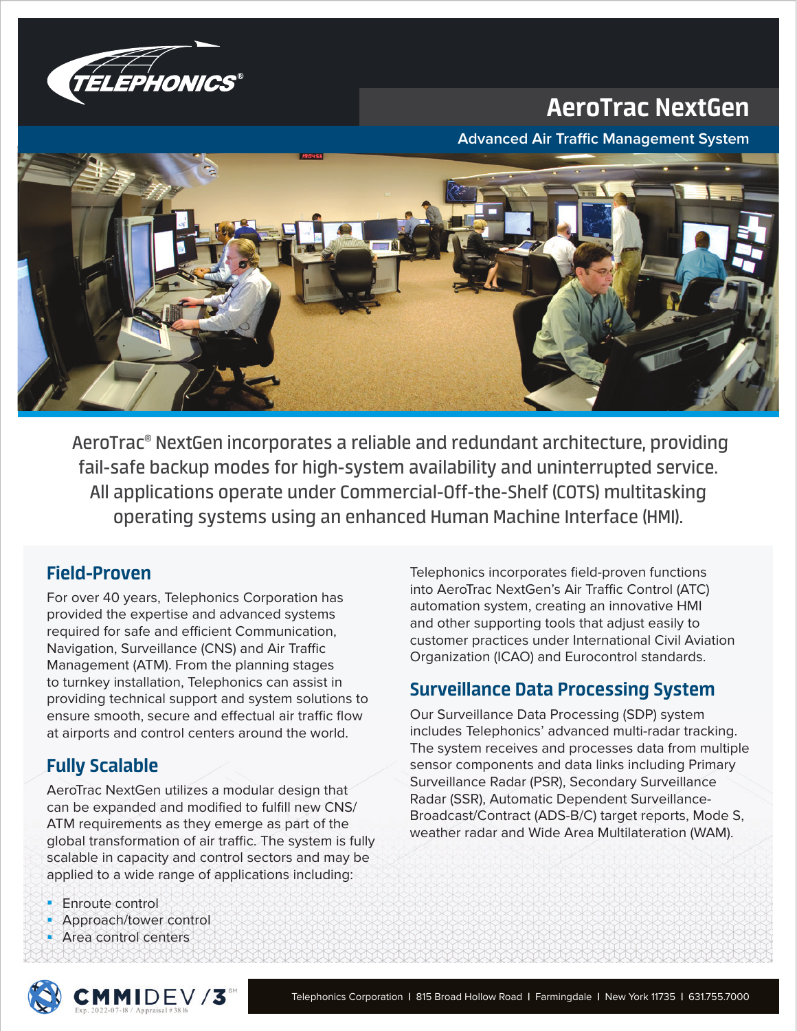# AeroTrac NextGen

## Advanced Air Traffic Management System

AeroTrac® NextGen incorporates a reliable and redundant architecture, providing fail-safe backup modes for high-system availability and uninterrupted service. All applications operate under Commercial-Off-the-Shelf (COTS) multitasking operating systems using an enhanced Human Machine Interface (HMI).

## Field-Proven

For over 40 years, Telephonics Corporation has provided the expertise and advanced systems required for safe and efficient Communication, Navigation, Surveillance (CNS) and Air Traffic Management (ATM). From the planning stages to turnkey installation, Telephonics can assist in providing technical support and system solutions to ensure smooth, secure and effectual air traffic flow at airports and control centers around the world.

## Fully Scalable

AeroTrac NextGen utilizes a modular design that can be expanded and modified to fulfill new CNS/ATM requirements as they emerge as part of the global transformation of air traffic. The system is fully scalable in capacity and control sectors and may be applied to a wide range of applications including:

- Enroute control
- Approach/tower control
- Area control centers

Telephonics incorporates field-proven functions into AeroTrac NextGen's Air Traffic Control (ATC) automation system, creating an innovative HMI and other supporting tools that adjust easily to customer practices under International Civil Aviation Organization (ICAO) and Eurocontrol standards.

## Surveillance Data Processing System

Our Surveillance Data Processing (SDP) system includes Telephonics' advanced multi-radar tracking. The system receives and processes data from multiple sensor components and data links including Primary Surveillance Radar (PSR), Secondary Surveillance Radar (SSR), Automatic Dependent Surveillance-Broadcast/Contract (ADS-B/C) target reports, Mode S, weather radar and Wide Area Multilateration (WAM).

CMMIDEV/3 Exp. 2022-07-18 / Appraisal #38 16

Telephonics Corporation | 815 Broad Hollow Road | Farmingdale | New York 11735 | 631.755.7000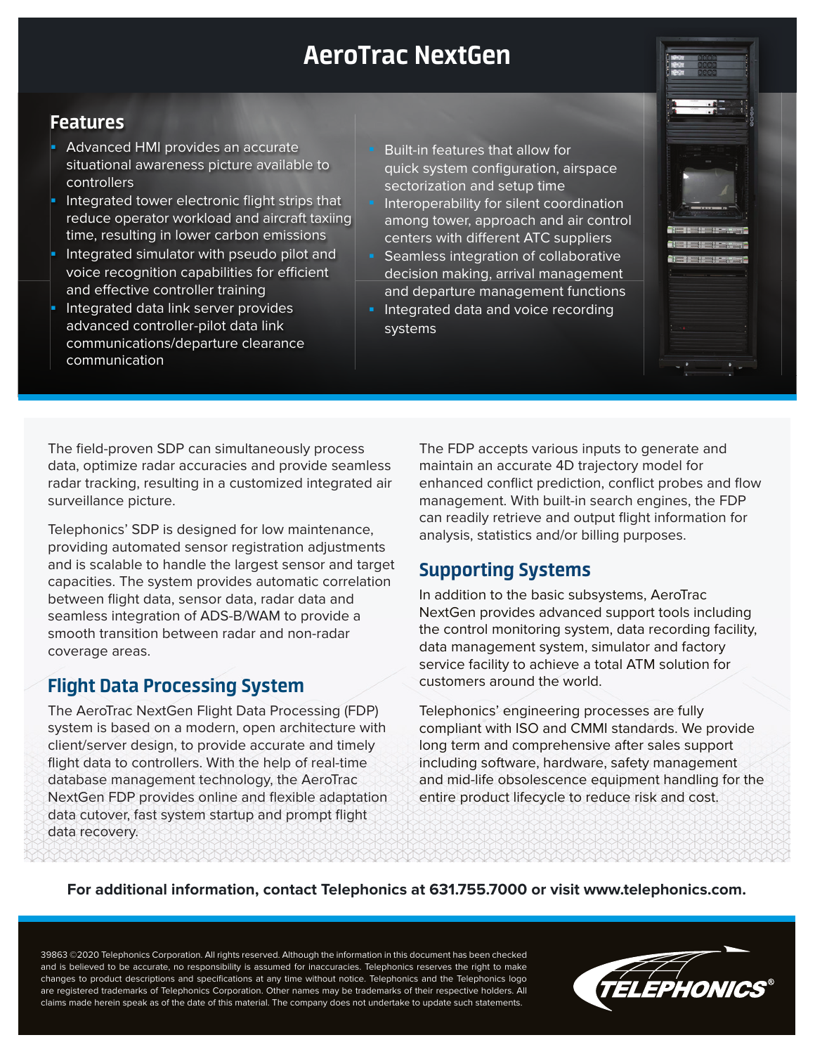# AeroTrac NextGen

## Features

- Advanced HMI provides an accurate situational awareness picture available to controllers
- Integrated tower electronic flight strips that reduce operator workload and aircraft taxiing time, resulting in lower carbon emissions
- Integrated simulator with pseudo pilot and voice recognition capabilities for efficient and effective controller training
- Integrated data link server provides advanced controller-pilot data link communications/departure clearance communication
- Built-in features that allow for quick system configuration, airspace sectorization and setup time
- Interoperability for silent coordination among tower, approach and air control centers with different ATC suppliers
- Seamless integration of collaborative decision making, arrival management and departure management functions
- Integrated data and voice recording systems

The field-proven SDP can simultaneously process data, optimize radar accuracies and provide seamless radar tracking, resulting in a customized integrated air surveillance picture.

Telephonics' SDP is designed for low maintenance, providing automated sensor registration adjustments and is scalable to handle the largest sensor and target capacities. The system provides automatic correlation between flight data, sensor data, radar data and seamless integration of ADS-B/WAM to provide a smooth transition between radar and non-radar coverage areas.

## Flight Data Processing System

The AeroTrac NextGen Flight Data Processing (FDP) system is based on a modern, open architecture with client/server design, to provide accurate and timely flight data to controllers. With the help of real-time database management technology, the AeroTrac NextGen FDP provides online and flexible adaptation data cutover, fast system startup and prompt flight data recovery.

The FDP accepts various inputs to generate and maintain an accurate 4D trajectory model for enhanced conflict prediction, conflict probes and flow management. With built-in search engines, the FDP can readily retrieve and output flight information for analysis, statistics and/or billing purposes.

## Supporting Systems

In addition to the basic subsystems, AeroTrac NextGen provides advanced support tools including the control monitoring system, data recording facility, data management system, simulator and factory service facility to achieve a total ATM solution for customers around the world.

Telephonics' engineering processes are fully compliant with ISO and CMMI standards. We provide long term and comprehensive after sales support including software, hardware, safety management and mid-life obsolescence equipment handling for the entire product lifecycle to reduce risk and cost.

**For additional information, contact Telephonics at 631.755.7000 or visit www.telephonics.com.**

39863 ©2020 Telephonics Corporation. All rights reserved. Although the information in this document has been checked and is believed to be accurate, no responsibility is assumed for inaccuracies. Telephonics reserves the right to make changes to product descriptions and specifications at any time without notice. Telephonics and the Telephonics logo are registered trademarks of Telephonics Corporation. Other names may be trademarks of their respective holders. All claims made herein speak as of the date of this material. The company does not undertake to update such statements.

TELEPHONICS®